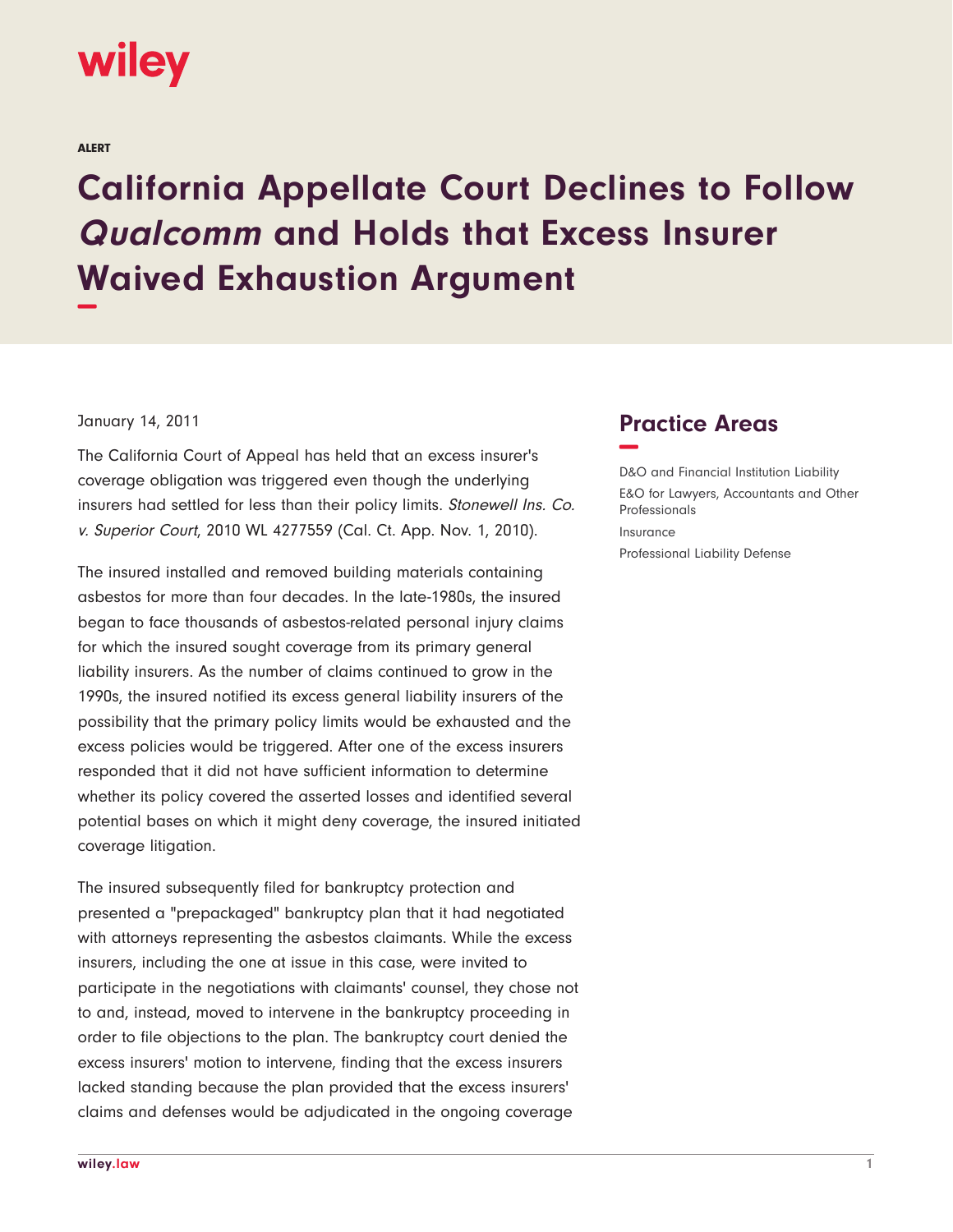ALERT

# California Appellate Court Declines to Follow *Qualcomm* and Holds that Excess Insurer Waived Exhaustion Argument

January 14, 2011

The California Court of Appeal has held that an excess insurer's coverage obligation was triggered even though the underlying insurers had settled for less than their policy limits. *Stonewell Ins. Co. v. Superior Court*, 2010 WL 4277559 (Cal. Ct. App. Nov. 1, 2010).

The insured installed and removed building materials containing asbestos for more than four decades. In the late-1980s, the insured began to face thousands of asbestos-related personal injury claims for which the insured sought coverage from its primary general liability insurers. As the number of claims continued to grow in the 1990s, the insured notified its excess general liability insurers of the possibility that the primary policy limits would be exhausted and the excess policies would be triggered. After one of the excess insurers responded that it did not have sufficient information to determine whether its policy covered the asserted losses and identified several potential bases on which it might deny coverage, the insured initiated coverage litigation.

The insured subsequently filed for bankruptcy protection and presented a "prepackaged" bankruptcy plan that it had negotiated with attorneys representing the asbestos claimants. While the excess insurers, including the one at issue in this case, were invited to participate in the negotiations with claimants' counsel, they chose not to and, instead, moved to intervene in the bankruptcy proceeding in order to file objections to the plan. The bankruptcy court denied the excess insurers' motion to intervene, finding that the excess insurers lacked standing because the plan provided that the excess insurers' claims and defenses would be adjudicated in the ongoing coverage

## Practice Areas

D&O and Financial Institution Liability

E&O for Lawyers, Accountants and Other Professionals

Insurance

Professional Liability Defense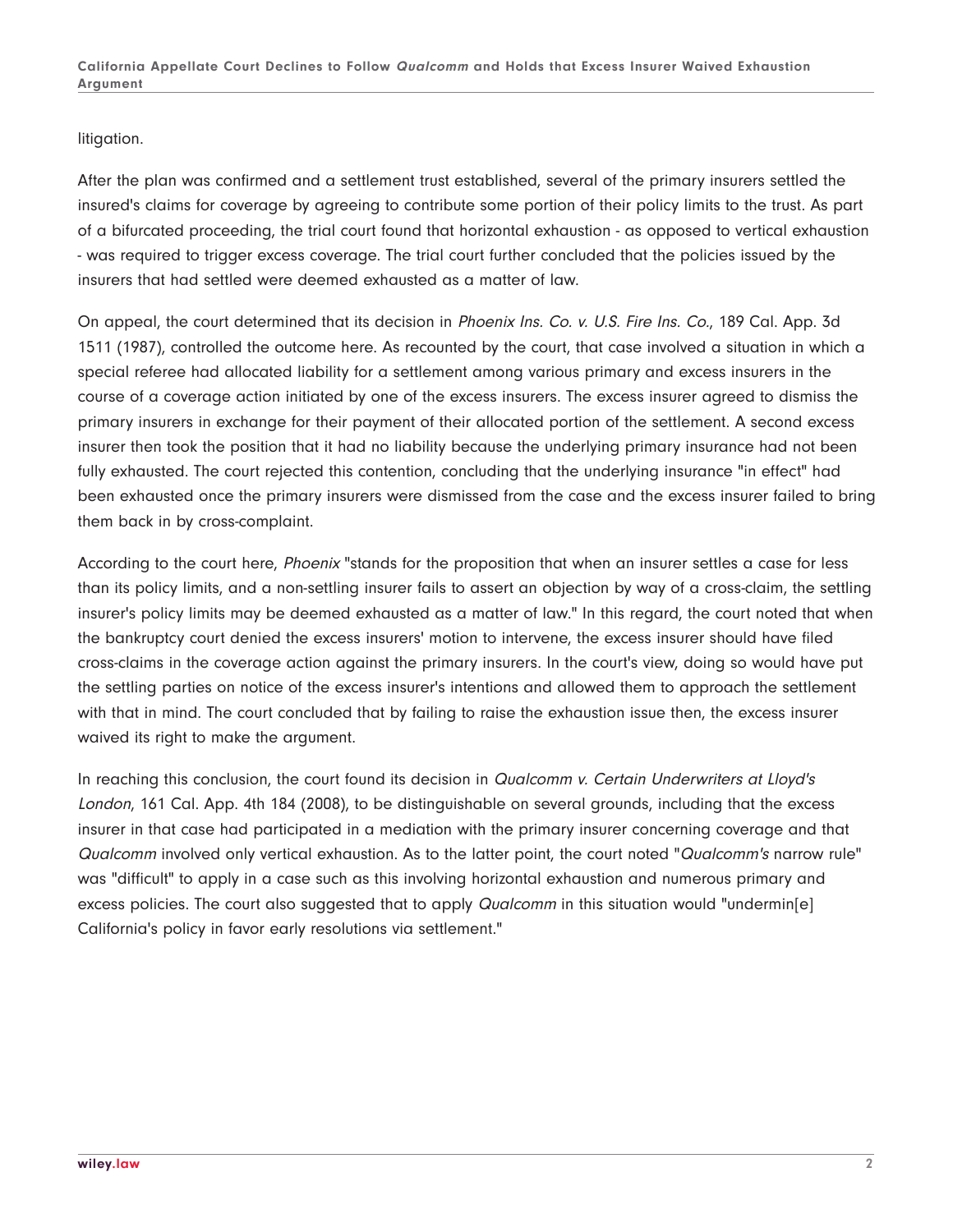litigation.

After the plan was confirmed and a settlement trust established, several of the primary insurers settled the insured's claims for coverage by agreeing to contribute some portion of their policy limits to the trust. As part of a bifurcated proceeding, the trial court found that horizontal exhaustion - as opposed to vertical exhaustion - was required to trigger excess coverage. The trial court further concluded that the policies issued by the insurers that had settled were deemed exhausted as a matter of law.

On appeal, the court determined that its decision in *Phoenix Ins. Co. v. U.S. Fire Ins. Co.*, 189 Cal. App. 3d 1511 (1987), controlled the outcome here. As recounted by the court, that case involved a situation in which a special referee had allocated liability for a settlement among various primary and excess insurers in the course of a coverage action initiated by one of the excess insurers. The excess insurer agreed to dismiss the primary insurers in exchange for their payment of their allocated portion of the settlement. A second excess insurer then took the position that it had no liability because the underlying primary insurance had not been fully exhausted. The court rejected this contention, concluding that the underlying insurance "in effect" had been exhausted once the primary insurers were dismissed from the case and the excess insurer failed to bring them back in by cross-complaint.

According to the court here, *Phoenix* "stands for the proposition that when an insurer settles a case for less than its policy limits, and a non-settling insurer fails to assert an objection by way of a cross-claim, the settling insurer's policy limits may be deemed exhausted as a matter of law." In this regard, the court noted that when the bankruptcy court denied the excess insurers' motion to intervene, the excess insurer should have filed cross-claims in the coverage action against the primary insurers. In the court's view, doing so would have put the settling parties on notice of the excess insurer's intentions and allowed them to approach the settlement with that in mind. The court concluded that by failing to raise the exhaustion issue then, the excess insurer waived its right to make the argument.

In reaching this conclusion, the court found its decision in *Qualcomm v. Certain Underwriters at Lloyd's London*, 161 Cal. App. 4th 184 (2008), to be distinguishable on several grounds, including that the excess insurer in that case had participated in a mediation with the primary insurer concerning coverage and that *Qualcomm* involved only vertical exhaustion. As to the latter point, the court noted "*Qualcomm's* narrow rule" was "difficult" to apply in a case such as this involving horizontal exhaustion and numerous primary and excess policies. The court also suggested that to apply *Qualcomm* in this situation would "undermin[e] California's policy in favor early resolutions via settlement."